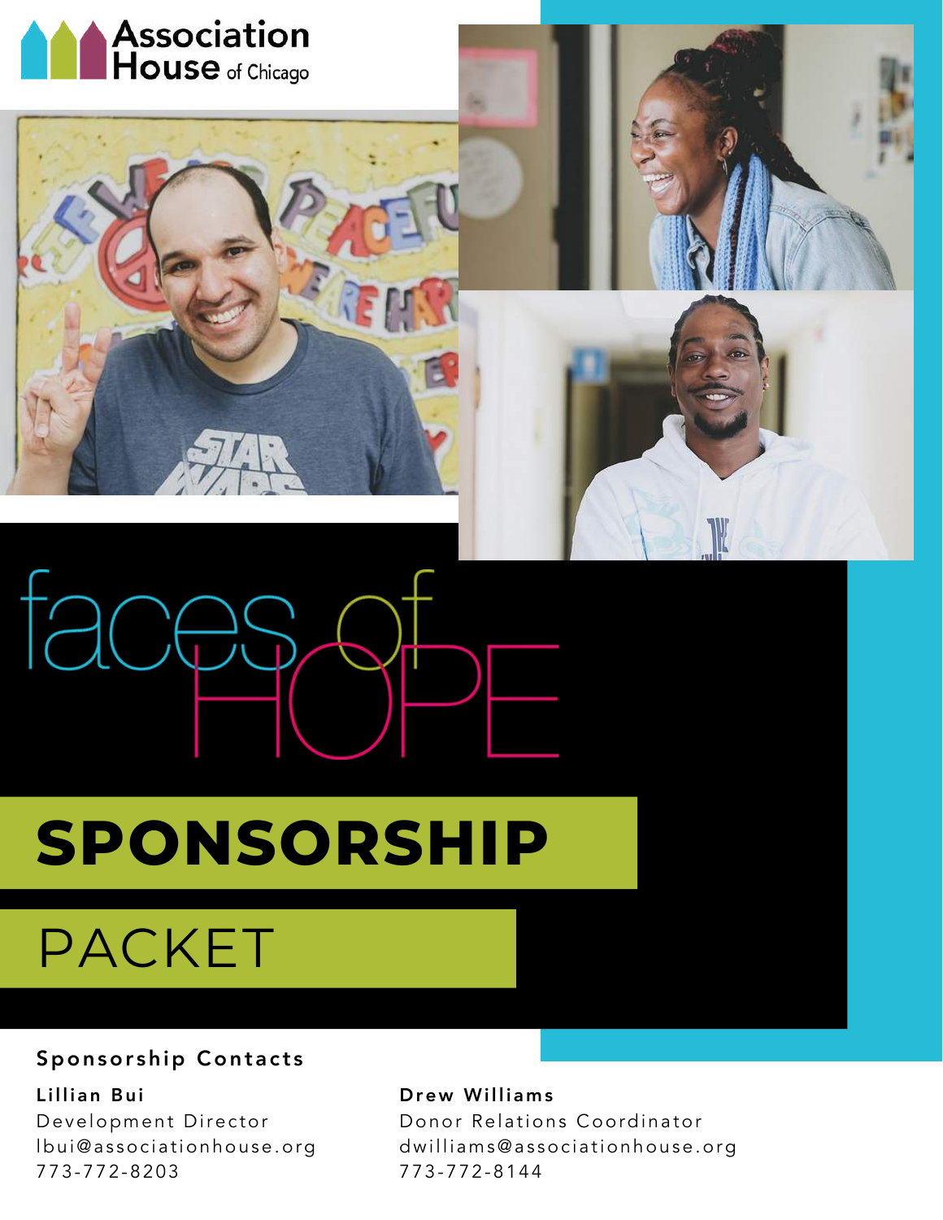Association House of Chicago

# faces of HOPE

# SPONSORSHIP

## PACKET

### Sponsorship Contacts

**Lillian Bui**
Development Director
lbui@associationhouse.org
773-772-8203

**Drew Williams**
Donor Relations Coordinator
dwilliams@associationhouse.org
773-772-8144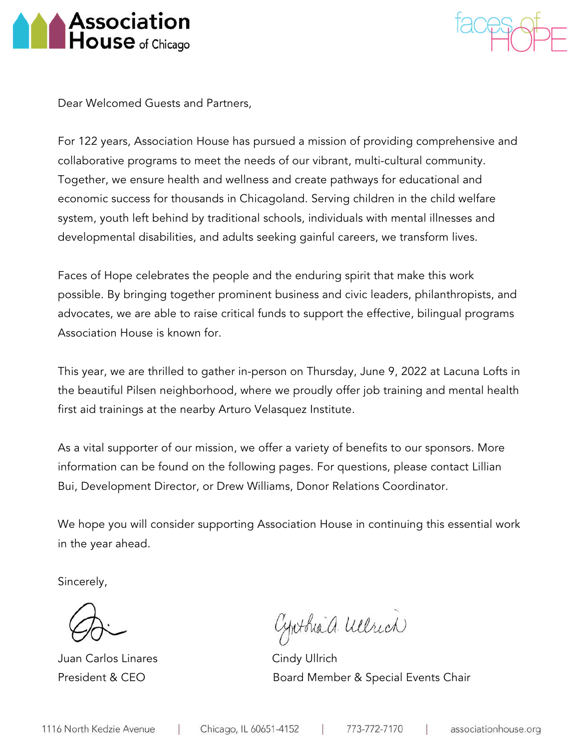Dear Welcomed Guests and Partners,

For 122 years, Association House has pursued a mission of providing comprehensive and collaborative programs to meet the needs of our vibrant, multi-cultural community. Together, we ensure health and wellness and create pathways for educational and economic success for thousands in Chicagoland. Serving children in the child welfare system, youth left behind by traditional schools, individuals with mental illnesses and developmental disabilities, and adults seeking gainful careers, we transform lives.

Faces of Hope celebrates the people and the enduring spirit that make this work possible. By bringing together prominent business and civic leaders, philanthropists, and advocates, we are able to raise critical funds to support the effective, bilingual programs Association House is known for.

This year, we are thrilled to gather in-person on Thursday, June 9, 2022 at Lacuna Lofts in the beautiful Pilsen neighborhood, where we proudly offer job training and mental health first aid trainings at the nearby Arturo Velasquez Institute.

As a vital supporter of our mission, we offer a variety of benefits to our sponsors. More information can be found on the following pages. For questions, please contact Lillian Bui, Development Director, or Drew Williams, Donor Relations Coordinator.

We hope you will consider supporting Association House in continuing this essential work in the year ahead.

Sincerely,

Juan Carlos Linares
President & CEO

Cindy Ullrich
Board Member & Special Events Chair

1116 North Kedzie Avenue | Chicago, IL 60651-4152 | 773-772-7170 | associationhouse.org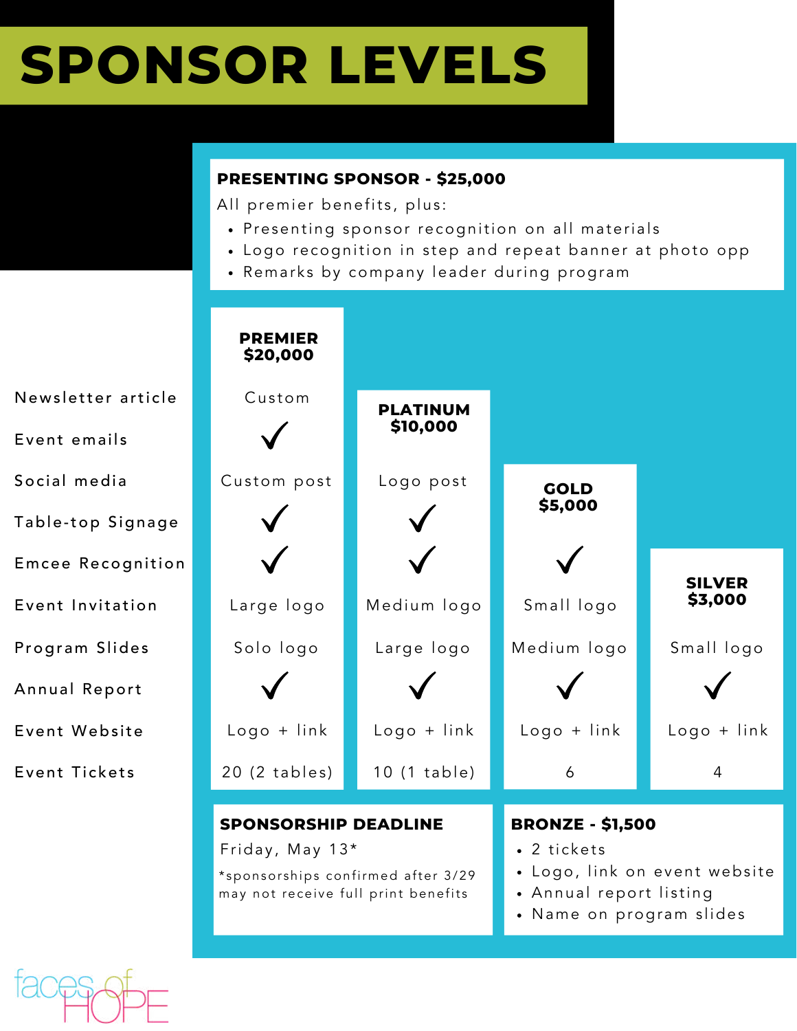# SPONSOR LEVELS

**PRESENTING SPONSOR - $25,000**

All premier benefits, plus:

- Presenting sponsor recognition on all materials
- Logo recognition in step and repeat banner at photo opp
- Remarks by company leader during program

| | PREMIER $20,000 | PLATINUM $10,000 | GOLD $5,000 | SILVER $3,000 |
|---|---|---|---|---|
| Newsletter article | Custom | | | |
| Event emails | ✓ | | | |
| Social media | Custom post | Logo post | | |
| Table-top Signage | ✓ | ✓ | | |
| Emcee Recognition | ✓ | ✓ | ✓ | |
| Event Invitation | Large logo | Medium logo | Small logo | |
| Program Slides | Solo logo | Large logo | Medium logo | Small logo |
| Annual Report | ✓ | ✓ | ✓ | ✓ |
| Event Website | Logo + link | Logo + link | Logo + link | Logo + link |
| Event Tickets | 20 (2 tables) | 10 (1 table) | 6 | 4 |

**SPONSORSHIP DEADLINE**

Friday, May 13*

*sponsorships confirmed after 3/29 may not receive full print benefits

**BRONZE - $1,500**

- 2 tickets
- Logo, link on event website
- Annual report listing
- Name on program slides

faces of HOPE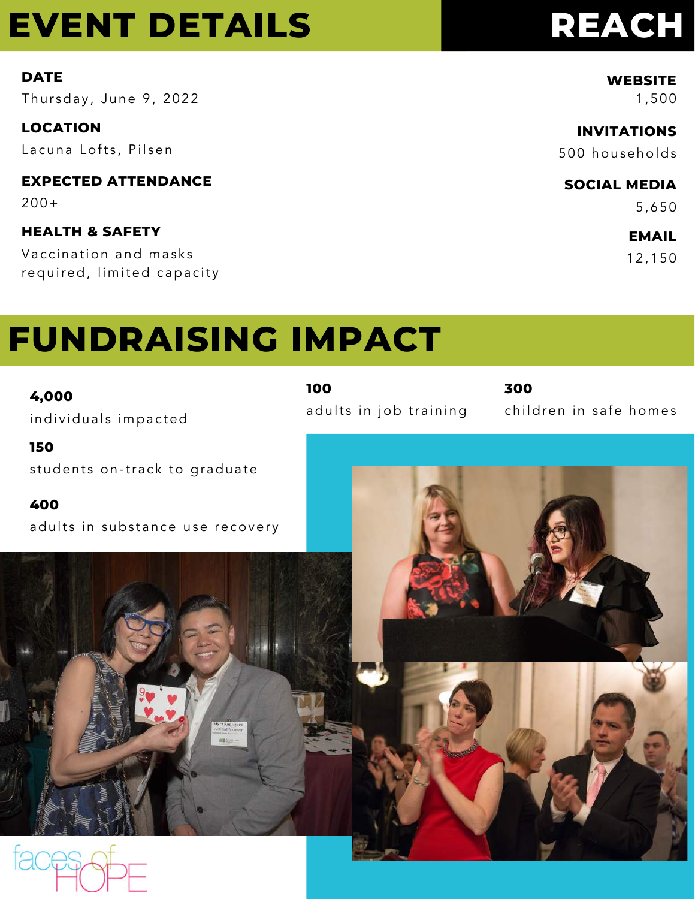# EVENT DETAILS

**DATE**

Thursday, June 9, 2022

**LOCATION**

Lacuna Lofts, Pilsen

**EXPECTED ATTENDANCE**

200+

**HEALTH & SAFETY**

Vaccination and masks required, limited capacity

# REACH

**WEBSITE**

1,500

**INVITATIONS**

500 households

**SOCIAL MEDIA**

5,650

**EMAIL**

12,150

# FUNDRAISING IMPACT

**4,000**

individuals impacted

**100**

adults in job training

**300**

children in safe homes

**150**

students on-track to graduate

**400**

adults in substance use recovery

faces of HOPE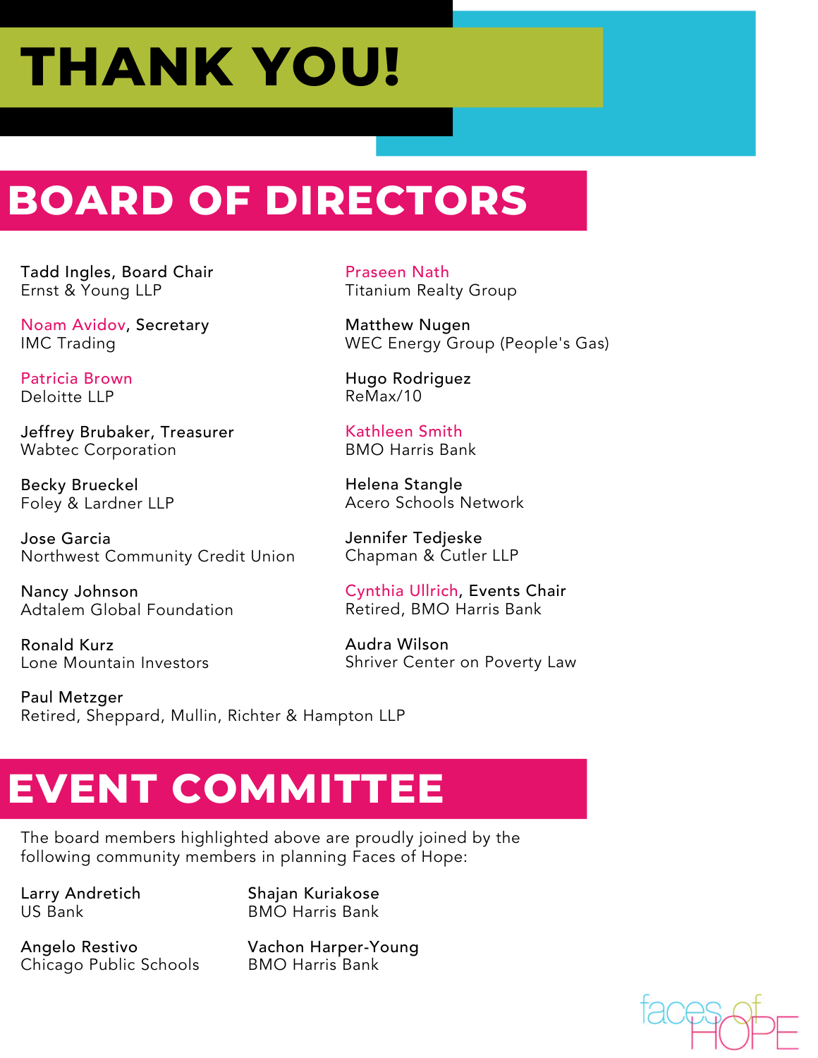# THANK YOU!

## BOARD OF DIRECTORS

Tadd Ingles, Board Chair
Ernst & Young LLP

Noam Avidov, Secretary
IMC Trading

Patricia Brown
Deloitte LLP

Jeffrey Brubaker, Treasurer
Wabtec Corporation

Becky Brueckel
Foley & Lardner LLP

Jose Garcia
Northwest Community Credit Union

Nancy Johnson
Adtalem Global Foundation

Ronald Kurz
Lone Mountain Investors

Paul Metzger
Retired, Sheppard, Mullin, Richter & Hampton LLP

Praseen Nath
Titanium Realty Group

Matthew Nugen
WEC Energy Group (People's Gas)

Hugo Rodriguez
ReMax/10

Kathleen Smith
BMO Harris Bank

Helena Stangle
Acero Schools Network

Jennifer Tedjeske
Chapman & Cutler LLP

Cynthia Ullrich, Events Chair
Retired, BMO Harris Bank

Audra Wilson
Shriver Center on Poverty Law

## EVENT COMMITTEE

The board members highlighted above are proudly joined by the following community members in planning Faces of Hope:

Larry Andretich
US Bank

Angelo Restivo
Chicago Public Schools

Shajan Kuriakose
BMO Harris Bank

Vachon Harper-Young
BMO Harris Bank

faces of HOPE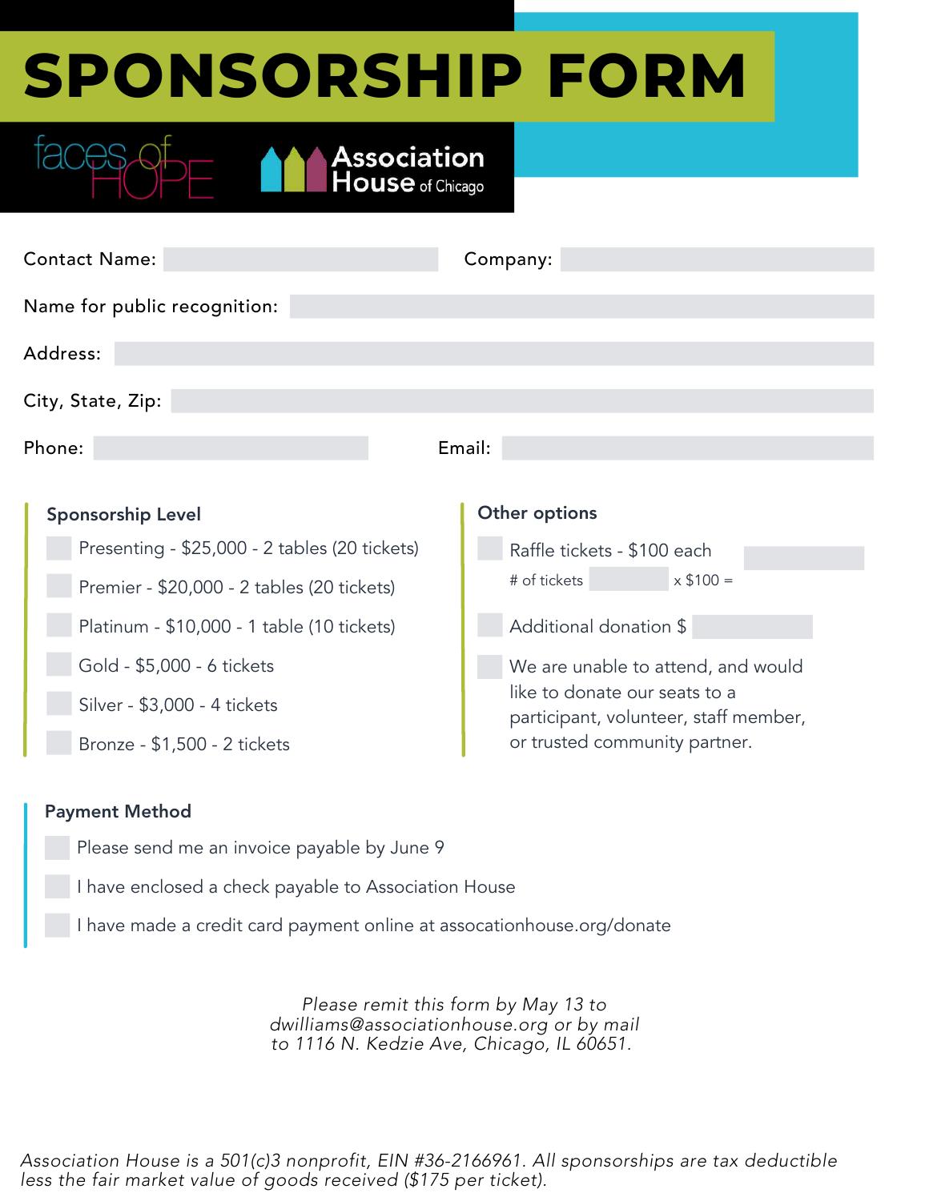# SPONSORSHIP FORM

faces of HOPE

Association House of Chicago

Contact Name: ____________ Company: ____________

Name for public recognition: ____________

Address: ____________

City, State, Zip: ____________

Phone: ____________ Email: ____________

## Sponsorship Level

- ☐ Presenting - $25,000 - 2 tables (20 tickets)
- ☐ Premier - $20,000 - 2 tables (20 tickets)
- ☐ Platinum - $10,000 - 1 table (10 tickets)
- ☐ Gold - $5,000 - 6 tickets
- ☐ Silver - $3,000 - 4 tickets
- ☐ Bronze - $1,500 - 2 tickets

## Other options

- ☐ Raffle tickets - $100 each
  # of tickets ______ x $100 = ______
- ☐ Additional donation $ ______
- ☐ We are unable to attend, and would like to donate our seats to a participant, volunteer, staff member, or trusted community partner.

## Payment Method

- ☐ Please send me an invoice payable by June 9
- ☐ I have enclosed a check payable to Association House
- ☐ I have made a credit card payment online at assocationhouse.org/donate

*Please remit this form by May 13 to dwilliams@associationhouse.org or by mail to 1116 N. Kedzie Ave, Chicago, IL 60651.*

*Association House is a 501(c)3 nonprofit, EIN #36-2166961. All sponsorships are tax deductible less the fair market value of goods received ($175 per ticket).*